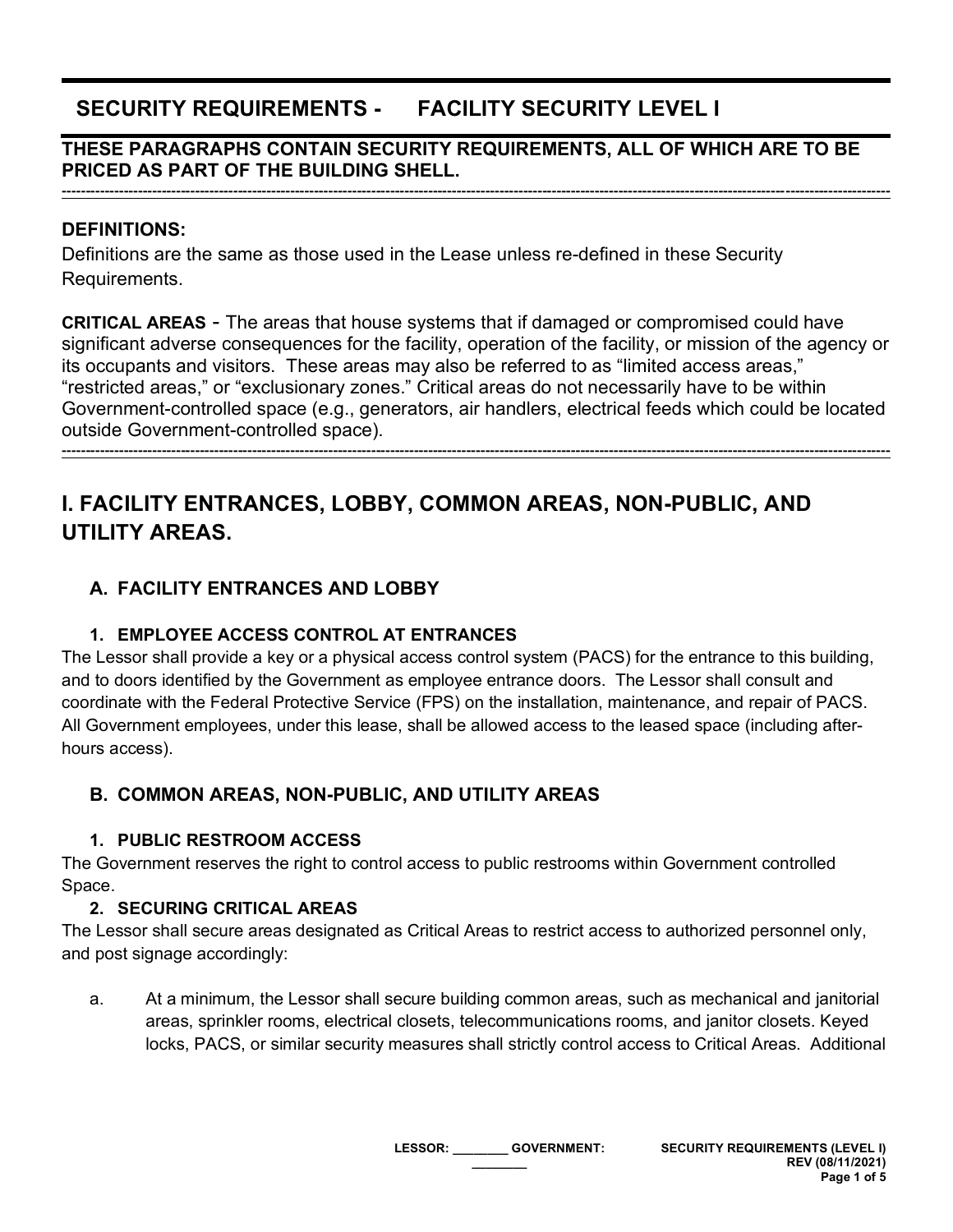# SECURITY REQUIREMENTS - FACILITY SECURITY LEVEL I

**THESE PARAGRAPHS CONTAIN SECURITY REQUIREMENTS, ALL OF WHICH ARE TO BE PRICED AS PART OF THE BUILDING SHELL.**

---

## DEFINITIONS:

Definitions are the same as those used in the Lease unless re-defined in these Security Requirements.

**CRITICAL AREAS** - The areas that house systems that if damaged or compromised could have significant adverse consequences for the facility, operation of the facility, or mission of the agency or its occupants and visitors. These areas may also be referred to as "limited access areas," "restricted areas," or "exclusionary zones." Critical areas do not necessarily have to be within Government-controlled space (e.g., generators, air handlers, electrical feeds which could be located outside Government-controlled space).

---

## I. FACILITY ENTRANCES, LOBBY, COMMON AREAS, NON-PUBLIC, AND UTILITY AREAS.

### A. FACILITY ENTRANCES AND LOBBY

#### 1. EMPLOYEE ACCESS CONTROL AT ENTRANCES

The Lessor shall provide a key or a physical access control system (PACS) for the entrance to this building, and to doors identified by the Government as employee entrance doors. The Lessor shall consult and coordinate with the Federal Protective Service (FPS) on the installation, maintenance, and repair of PACS. All Government employees, under this lease, shall be allowed access to the leased space (including after-hours access).

### B. COMMON AREAS, NON-PUBLIC, AND UTILITY AREAS

#### 1. PUBLIC RESTROOM ACCESS

The Government reserves the right to control access to public restrooms within Government controlled Space.

#### 2. SECURING CRITICAL AREAS

The Lessor shall secure areas designated as Critical Areas to restrict access to authorized personnel only, and post signage accordingly:

a. At a minimum, the Lessor shall secure building common areas, such as mechanical and janitorial areas, sprinkler rooms, electrical closets, telecommunications rooms, and janitor closets. Keyed locks, PACS, or similar security measures shall strictly control access to Critical Areas. Additional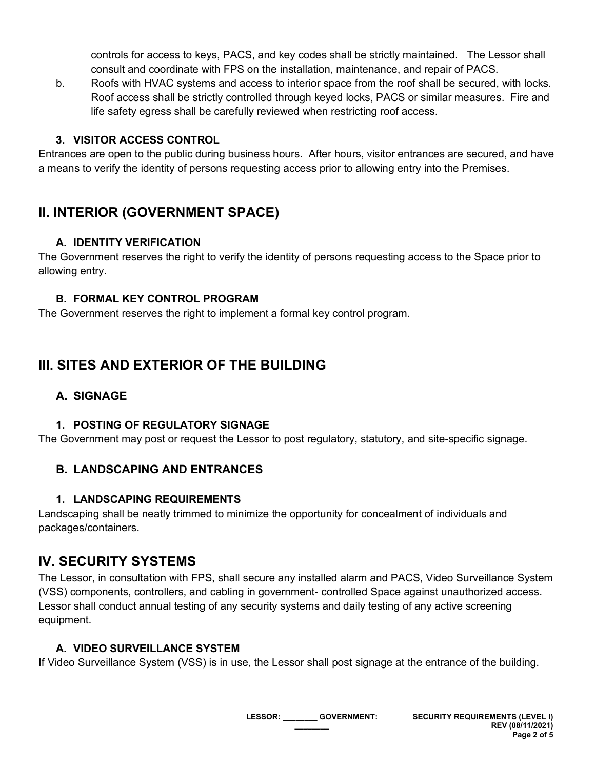controls for access to keys, PACS, and key codes shall be strictly maintained. The Lessor shall consult and coordinate with FPS on the installation, maintenance, and repair of PACS.

b. Roofs with HVAC systems and access to interior space from the roof shall be secured, with locks. Roof access shall be strictly controlled through keyed locks, PACS or similar measures. Fire and life safety egress shall be carefully reviewed when restricting roof access.

### 3. VISITOR ACCESS CONTROL

Entrances are open to the public during business hours. After hours, visitor entrances are secured, and have a means to verify the identity of persons requesting access prior to allowing entry into the Premises.

## II. INTERIOR (GOVERNMENT SPACE)

### A. IDENTITY VERIFICATION

The Government reserves the right to verify the identity of persons requesting access to the Space prior to allowing entry.

### B. FORMAL KEY CONTROL PROGRAM

The Government reserves the right to implement a formal key control program.

## III. SITES AND EXTERIOR OF THE BUILDING

### A. SIGNAGE

#### 1. POSTING OF REGULATORY SIGNAGE

The Government may post or request the Lessor to post regulatory, statutory, and site-specific signage.

### B. LANDSCAPING AND ENTRANCES

#### 1. LANDSCAPING REQUIREMENTS

Landscaping shall be neatly trimmed to minimize the opportunity for concealment of individuals and packages/containers.

## IV. SECURITY SYSTEMS

The Lessor, in consultation with FPS, shall secure any installed alarm and PACS, Video Surveillance System (VSS) components, controllers, and cabling in government- controlled Space against unauthorized access. Lessor shall conduct annual testing of any security systems and daily testing of any active screening equipment.

### A. VIDEO SURVEILLANCE SYSTEM

If Video Surveillance System (VSS) is in use, the Lessor shall post signage at the entrance of the building.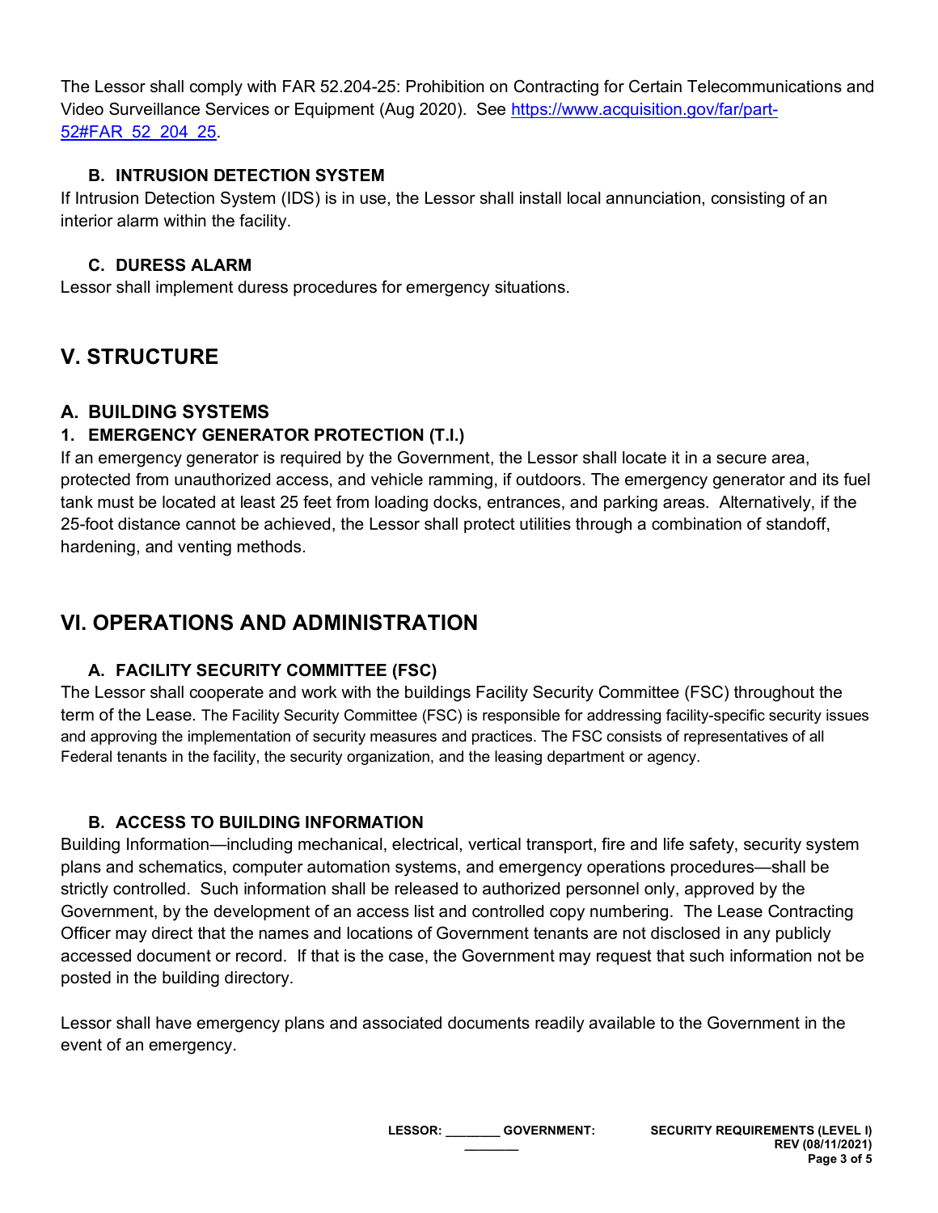The Lessor shall comply with FAR 52.204-25: Prohibition on Contracting for Certain Telecommunications and Video Surveillance Services or Equipment (Aug 2020). See https://www.acquisition.gov/far/part-52#FAR_52_204_25.

### B. INTRUSION DETECTION SYSTEM

If Intrusion Detection System (IDS) is in use, the Lessor shall install local annunciation, consisting of an interior alarm within the facility.

### C. DURESS ALARM

Lessor shall implement duress procedures for emergency situations.

## V. STRUCTURE

### A. BUILDING SYSTEMS

#### 1. EMERGENCY GENERATOR PROTECTION (T.I.)

If an emergency generator is required by the Government, the Lessor shall locate it in a secure area, protected from unauthorized access, and vehicle ramming, if outdoors. The emergency generator and its fuel tank must be located at least 25 feet from loading docks, entrances, and parking areas. Alternatively, if the 25-foot distance cannot be achieved, the Lessor shall protect utilities through a combination of standoff, hardening, and venting methods.

## VI. OPERATIONS AND ADMINISTRATION

### A. FACILITY SECURITY COMMITTEE (FSC)

The Lessor shall cooperate and work with the buildings Facility Security Committee (FSC) throughout the term of the Lease. The Facility Security Committee (FSC) is responsible for addressing facility-specific security issues and approving the implementation of security measures and practices. The FSC consists of representatives of all Federal tenants in the facility, the security organization, and the leasing department or agency.

### B. ACCESS TO BUILDING INFORMATION

Building Information—including mechanical, electrical, vertical transport, fire and life safety, security system plans and schematics, computer automation systems, and emergency operations procedures—shall be strictly controlled. Such information shall be released to authorized personnel only, approved by the Government, by the development of an access list and controlled copy numbering. The Lease Contracting Officer may direct that the names and locations of Government tenants are not disclosed in any publicly accessed document or record. If that is the case, the Government may request that such information not be posted in the building directory.

Lessor shall have emergency plans and associated documents readily available to the Government in the event of an emergency.

LESSOR: _______ GOVERNMENT: _______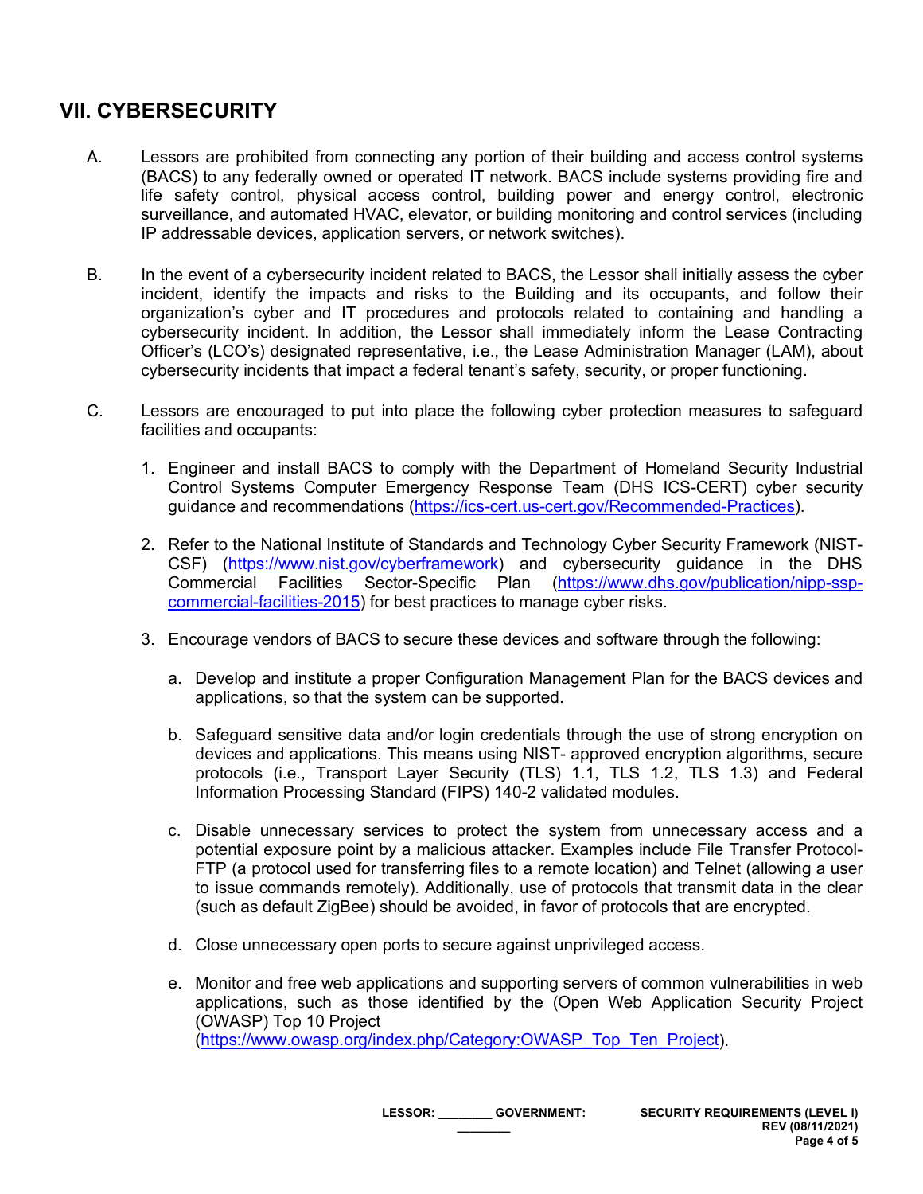## VII. CYBERSECURITY

A. Lessors are prohibited from connecting any portion of their building and access control systems (BACS) to any federally owned or operated IT network. BACS include systems providing fire and life safety control, physical access control, building power and energy control, electronic surveillance, and automated HVAC, elevator, or building monitoring and control services (including IP addressable devices, application servers, or network switches).

B. In the event of a cybersecurity incident related to BACS, the Lessor shall initially assess the cyber incident, identify the impacts and risks to the Building and its occupants, and follow their organization's cyber and IT procedures and protocols related to containing and handling a cybersecurity incident. In addition, the Lessor shall immediately inform the Lease Contracting Officer's (LCO's) designated representative, i.e., the Lease Administration Manager (LAM), about cybersecurity incidents that impact a federal tenant's safety, security, or proper functioning.

C. Lessors are encouraged to put into place the following cyber protection measures to safeguard facilities and occupants:

1. Engineer and install BACS to comply with the Department of Homeland Security Industrial Control Systems Computer Emergency Response Team (DHS ICS-CERT) cyber security guidance and recommendations (https://ics-cert.us-cert.gov/Recommended-Practices).

2. Refer to the National Institute of Standards and Technology Cyber Security Framework (NIST-CSF) (https://www.nist.gov/cyberframework) and cybersecurity guidance in the DHS Commercial Facilities Sector-Specific Plan (https://www.dhs.gov/publication/nipp-ssp-commercial-facilities-2015) for best practices to manage cyber risks.

3. Encourage vendors of BACS to secure these devices and software through the following:

   a. Develop and institute a proper Configuration Management Plan for the BACS devices and applications, so that the system can be supported.

   b. Safeguard sensitive data and/or login credentials through the use of strong encryption on devices and applications. This means using NIST- approved encryption algorithms, secure protocols (i.e., Transport Layer Security (TLS) 1.1, TLS 1.2, TLS 1.3) and Federal Information Processing Standard (FIPS) 140-2 validated modules.

   c. Disable unnecessary services to protect the system from unnecessary access and a potential exposure point by a malicious attacker. Examples include File Transfer Protocol-FTP (a protocol used for transferring files to a remote location) and Telnet (allowing a user to issue commands remotely). Additionally, use of protocols that transmit data in the clear (such as default ZigBee) should be avoided, in favor of protocols that are encrypted.

   d. Close unnecessary open ports to secure against unprivileged access.

   e. Monitor and free web applications and supporting servers of common vulnerabilities in web applications, such as those identified by the (Open Web Application Security Project (OWASP) Top 10 Project (https://www.owasp.org/index.php/Category:OWASP_Top_Ten_Project).

LESSOR: _______ GOVERNMENT: _______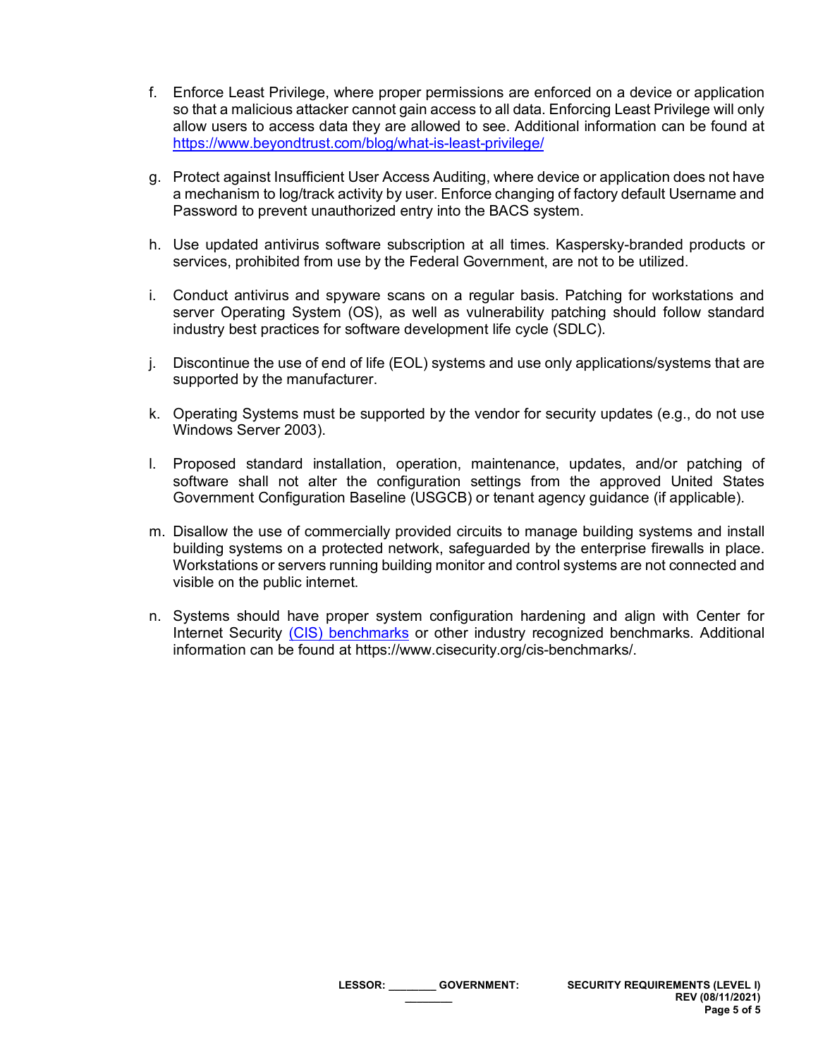f. Enforce Least Privilege, where proper permissions are enforced on a device or application so that a malicious attacker cannot gain access to all data. Enforcing Least Privilege will only allow users to access data they are allowed to see. Additional information can be found at https://www.beyondtrust.com/blog/what-is-least-privilege/

g. Protect against Insufficient User Access Auditing, where device or application does not have a mechanism to log/track activity by user. Enforce changing of factory default Username and Password to prevent unauthorized entry into the BACS system.

h. Use updated antivirus software subscription at all times. Kaspersky-branded products or services, prohibited from use by the Federal Government, are not to be utilized.

i. Conduct antivirus and spyware scans on a regular basis. Patching for workstations and server Operating System (OS), as well as vulnerability patching should follow standard industry best practices for software development life cycle (SDLC).

j. Discontinue the use of end of life (EOL) systems and use only applications/systems that are supported by the manufacturer.

k. Operating Systems must be supported by the vendor for security updates (e.g., do not use Windows Server 2003).

l. Proposed standard installation, operation, maintenance, updates, and/or patching of software shall not alter the configuration settings from the approved United States Government Configuration Baseline (USGCB) or tenant agency guidance (if applicable).

m. Disallow the use of commercially provided circuits to manage building systems and install building systems on a protected network, safeguarded by the enterprise firewalls in place. Workstations or servers running building monitor and control systems are not connected and visible on the public internet.

n. Systems should have proper system configuration hardening and align with Center for Internet Security (CIS) benchmarks or other industry recognized benchmarks. Additional information can be found at https://www.cisecurity.org/cis-benchmarks/.

**LESSOR: _______ GOVERNMENT: _______**